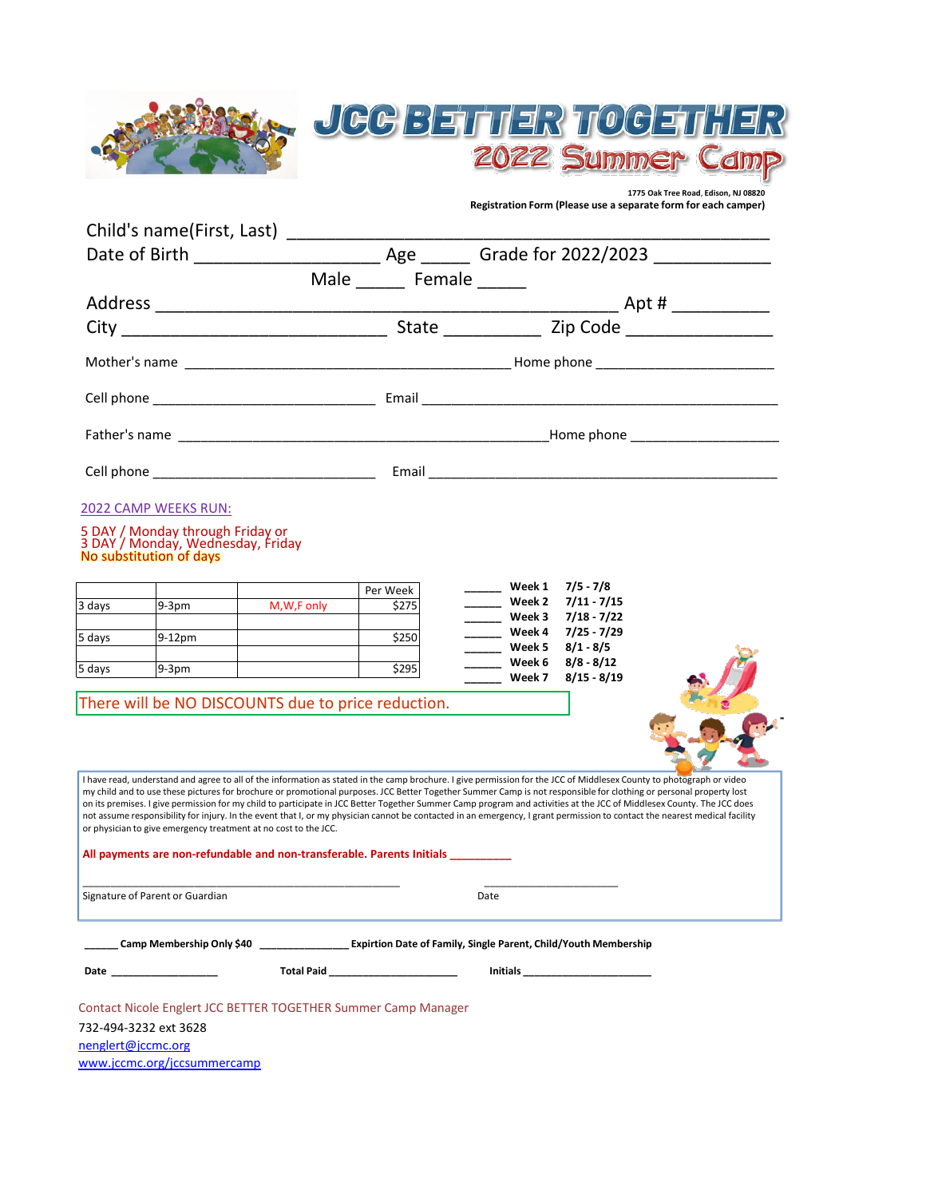# JCC BETTER TOGETHER

## 2022 Summer Camp

1775 Oak Tree Road, Edison, NJ 08820

**Registration Form (Please use a separate form for each camper)**

Child's name(First, Last) ___________________________________________________

Date of Birth ____________________ Age _____ Grade for 2022/2023 ____________

Male _____ Female _____

Address ___________________________________________________ Apt # __________

City _____________________________ State __________ Zip Code ________________

Mother's name ____________________________________________ Home phone ________________________

Cell phone ______________________________ Email ________________________________________________

Father's name __________________________________________________Home phone ____________________

Cell phone ______________________________ Email ________________________________________________

2022 CAMP WEEKS RUN:

5 DAY / Monday through Friday or
3 DAY / Monday, Wednesday, Friday
No substitution of days

| | | | Per Week |
|---|---|---|---|
| 3 days | 9-3pm | M,W,F only | $275 |
| | | | |
| 5 days | 9-12pm | | $250 |
| | | | |
| 5 days | 9-3pm | | $295 |

______ **Week 1** **7/5 - 7/8**
______ **Week 2** **7/11 - 7/15**
______ **Week 3** **7/18 - 7/22**
______ **Week 4** **7/25 - 7/29**
______ **Week 5** **8/1 - 8/5**
______ **Week 6** **8/8 - 8/12**
______ **Week 7** **8/15 - 8/19**

There will be NO DISCOUNTS due to price reduction.

I have read, understand and agree to all of the information as stated in the camp brochure. I give permission for the JCC of Middlesex County to photograph or video my child and to use these pictures for brochure or promotional purposes. JCC Better Together Summer Camp is not responsible for clothing or personal property lost on its premises. I give permission for my child to participate in JCC Better Together Summer Camp program and activities at the JCC of Middlesex County. The JCC does not assume responsibility for injury. In the event that I, or my physician cannot be contacted in an emergency, I grant permission to contact the nearest medical facility or physician to give emergency treatment at no cost to the JCC.

**All payments are non-refundable and non-transferable. Parents Initials __________**

_____________________________________________________ ______________________

Signature of Parent or Guardian Date

**______ Camp Membership Only $40 _______________ Expirtion Date of Family, Single Parent, Child/Youth Membership**

**Date** __________________ **Total Paid** ______________________ **Initials** ______________________

Contact Nicole Englert JCC BETTER TOGETHER Summer Camp Manager
732-494-3232 ext 3628
nenglert@jccmc.org
www.jccmc.org/jccsummercamp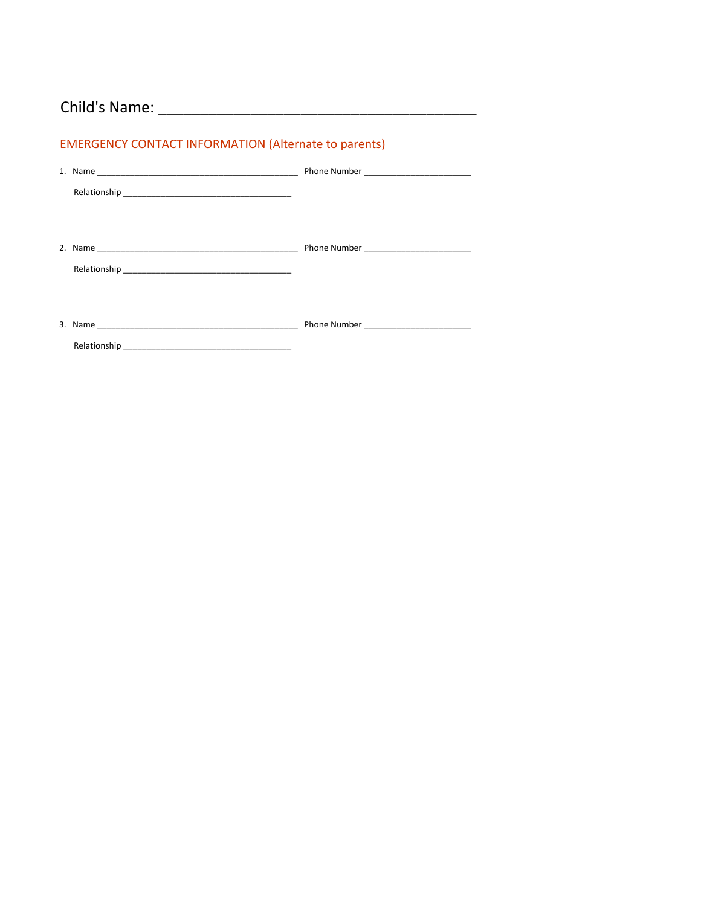Child's Name: ______________________________________

## EMERGENCY CONTACT INFORMATION (Alternate to parents)

1. Name ____________________________________________ Phone Number _______________________

   Relationship ____________________________________

2. Name ____________________________________________ Phone Number _______________________

   Relationship ____________________________________

3. Name ____________________________________________ Phone Number _______________________

   Relationship ____________________________________